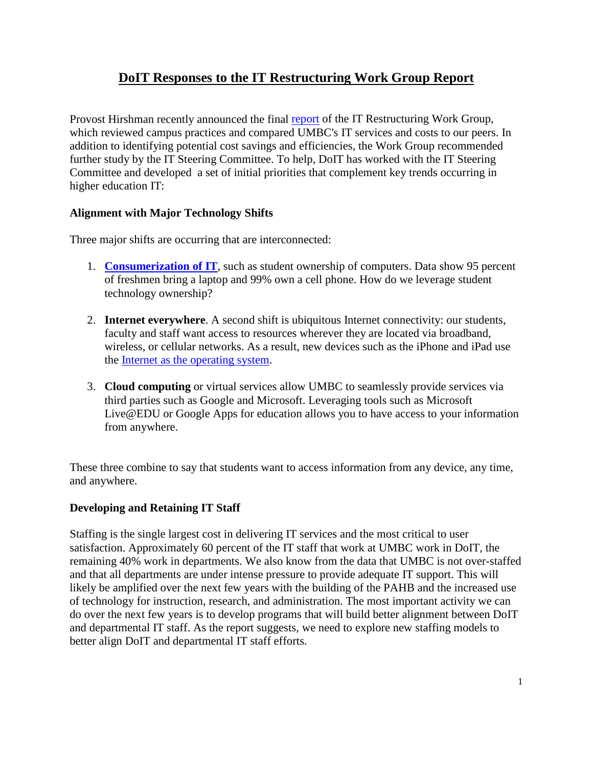# DoIT Responses to the IT Restructuring Work Group Report

Provost Hirshman recently announced the final report of the IT Restructuring Work Group, which reviewed campus practices and compared UMBC's IT services and costs to our peers. In addition to identifying potential cost savings and efficiencies, the Work Group recommended further study by the IT Steering Committee. To help, DoIT has worked with the IT Steering Committee and developed a set of initial priorities that complement key trends occurring in higher education IT:

### Alignment with Major Technology Shifts

Three major shifts are occurring that are interconnected:

1. **Consumerization of IT**, such as student ownership of computers. Data show 95 percent of freshmen bring a laptop and 99% own a cell phone. How do we leverage student technology ownership?

2. **Internet everywhere**. A second shift is ubiquitous Internet connectivity: our students, faculty and staff want access to resources wherever they are located via broadband, wireless, or cellular networks. As a result, new devices such as the iPhone and iPad use the Internet as the operating system.

3. **Cloud computing** or virtual services allow UMBC to seamlessly provide services via third parties such as Google and Microsoft. Leveraging tools such as Microsoft Live@EDU or Google Apps for education allows you to have access to your information from anywhere.

These three combine to say that students want to access information from any device, any time, and anywhere.

### Developing and Retaining IT Staff

Staffing is the single largest cost in delivering IT services and the most critical to user satisfaction. Approximately 60 percent of the IT staff that work at UMBC work in DoIT, the remaining 40% work in departments. We also know from the data that UMBC is not over-staffed and that all departments are under intense pressure to provide adequate IT support. This will likely be amplified over the next few years with the building of the PAHB and the increased use of technology for instruction, research, and administration. The most important activity we can do over the next few years is to develop programs that will build better alignment between DoIT and departmental IT staff. As the report suggests, we need to explore new staffing models to better align DoIT and departmental IT staff efforts.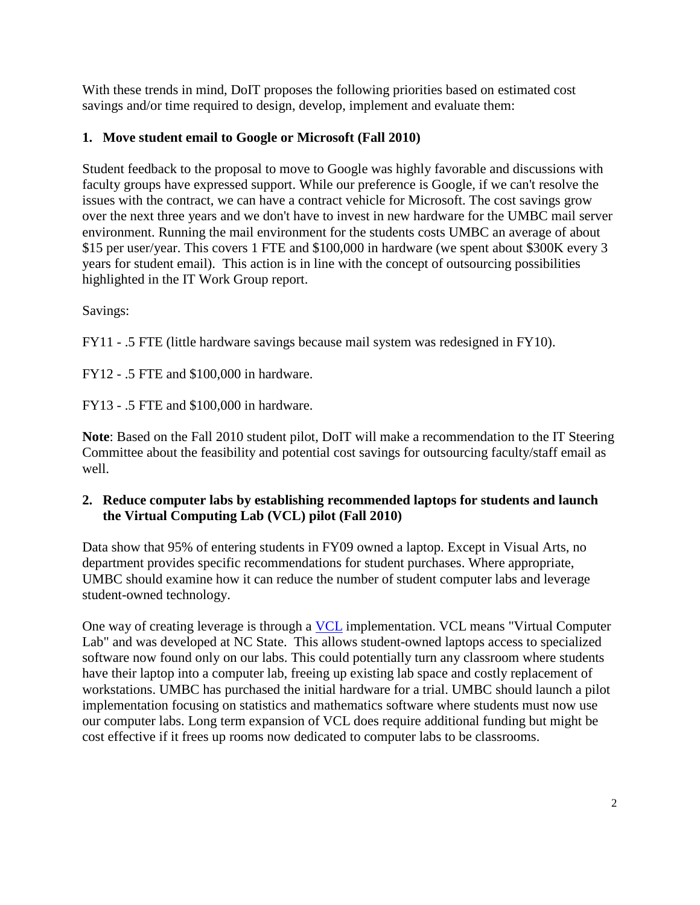With these trends in mind, DoIT proposes the following priorities based on estimated cost savings and/or time required to design, develop, implement and evaluate them:

### 1. Move student email to Google or Microsoft (Fall 2010)

Student feedback to the proposal to move to Google was highly favorable and discussions with faculty groups have expressed support. While our preference is Google, if we can't resolve the issues with the contract, we can have a contract vehicle for Microsoft. The cost savings grow over the next three years and we don't have to invest in new hardware for the UMBC mail server environment. Running the mail environment for the students costs UMBC an average of about $15 per user/year. This covers 1 FTE and $100,000 in hardware (we spent about $300K every 3 years for student email). This action is in line with the concept of outsourcing possibilities highlighted in the IT Work Group report.

Savings:

FY11 - .5 FTE (little hardware savings because mail system was redesigned in FY10).

FY12 - .5 FTE and $100,000 in hardware.

FY13 - .5 FTE and $100,000 in hardware.

**Note**: Based on the Fall 2010 student pilot, DoIT will make a recommendation to the IT Steering Committee about the feasibility and potential cost savings for outsourcing faculty/staff email as well.

### 2. Reduce computer labs by establishing recommended laptops for students and launch the Virtual Computing Lab (VCL) pilot (Fall 2010)

Data show that 95% of entering students in FY09 owned a laptop. Except in Visual Arts, no department provides specific recommendations for student purchases. Where appropriate, UMBC should examine how it can reduce the number of student computer labs and leverage student-owned technology.

One way of creating leverage is through a VCL implementation. VCL means "Virtual Computer Lab" and was developed at NC State. This allows student-owned laptops access to specialized software now found only on our labs. This could potentially turn any classroom where students have their laptop into a computer lab, freeing up existing lab space and costly replacement of workstations. UMBC has purchased the initial hardware for a trial. UMBC should launch a pilot implementation focusing on statistics and mathematics software where students must now use our computer labs. Long term expansion of VCL does require additional funding but might be cost effective if it frees up rooms now dedicated to computer labs to be classrooms.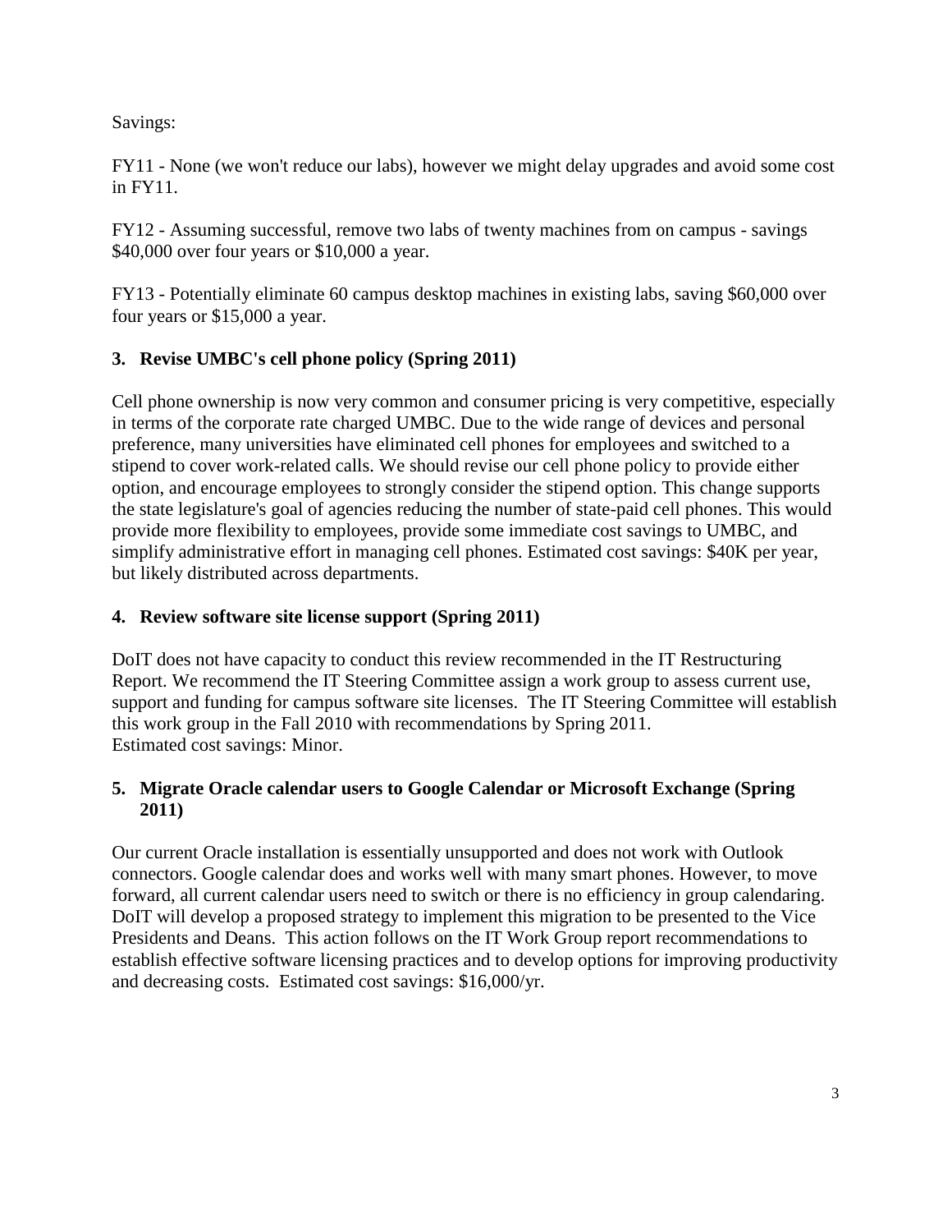Savings:

FY11 - None (we won't reduce our labs), however we might delay upgrades and avoid some cost in FY11.

FY12 - Assuming successful, remove two labs of twenty machines from on campus - savings $40,000 over four years or $10,000 a year.

FY13 - Potentially eliminate 60 campus desktop machines in existing labs, saving $60,000 over four years or $15,000 a year.

**3. Revise UMBC's cell phone policy (Spring 2011)**

Cell phone ownership is now very common and consumer pricing is very competitive, especially in terms of the corporate rate charged UMBC. Due to the wide range of devices and personal preference, many universities have eliminated cell phones for employees and switched to a stipend to cover work-related calls. We should revise our cell phone policy to provide either option, and encourage employees to strongly consider the stipend option. This change supports the state legislature's goal of agencies reducing the number of state-paid cell phones. This would provide more flexibility to employees, provide some immediate cost savings to UMBC, and simplify administrative effort in managing cell phones. Estimated cost savings: $40K per year, but likely distributed across departments.

**4. Review software site license support (Spring 2011)**

DoIT does not have capacity to conduct this review recommended in the IT Restructuring Report. We recommend the IT Steering Committee assign a work group to assess current use, support and funding for campus software site licenses. The IT Steering Committee will establish this work group in the Fall 2010 with recommendations by Spring 2011.
Estimated cost savings: Minor.

**5. Migrate Oracle calendar users to Google Calendar or Microsoft Exchange (Spring 2011)**

Our current Oracle installation is essentially unsupported and does not work with Outlook connectors. Google calendar does and works well with many smart phones. However, to move forward, all current calendar users need to switch or there is no efficiency in group calendaring. DoIT will develop a proposed strategy to implement this migration to be presented to the Vice Presidents and Deans. This action follows on the IT Work Group report recommendations to establish effective software licensing practices and to develop options for improving productivity and decreasing costs. Estimated cost savings: $16,000/yr.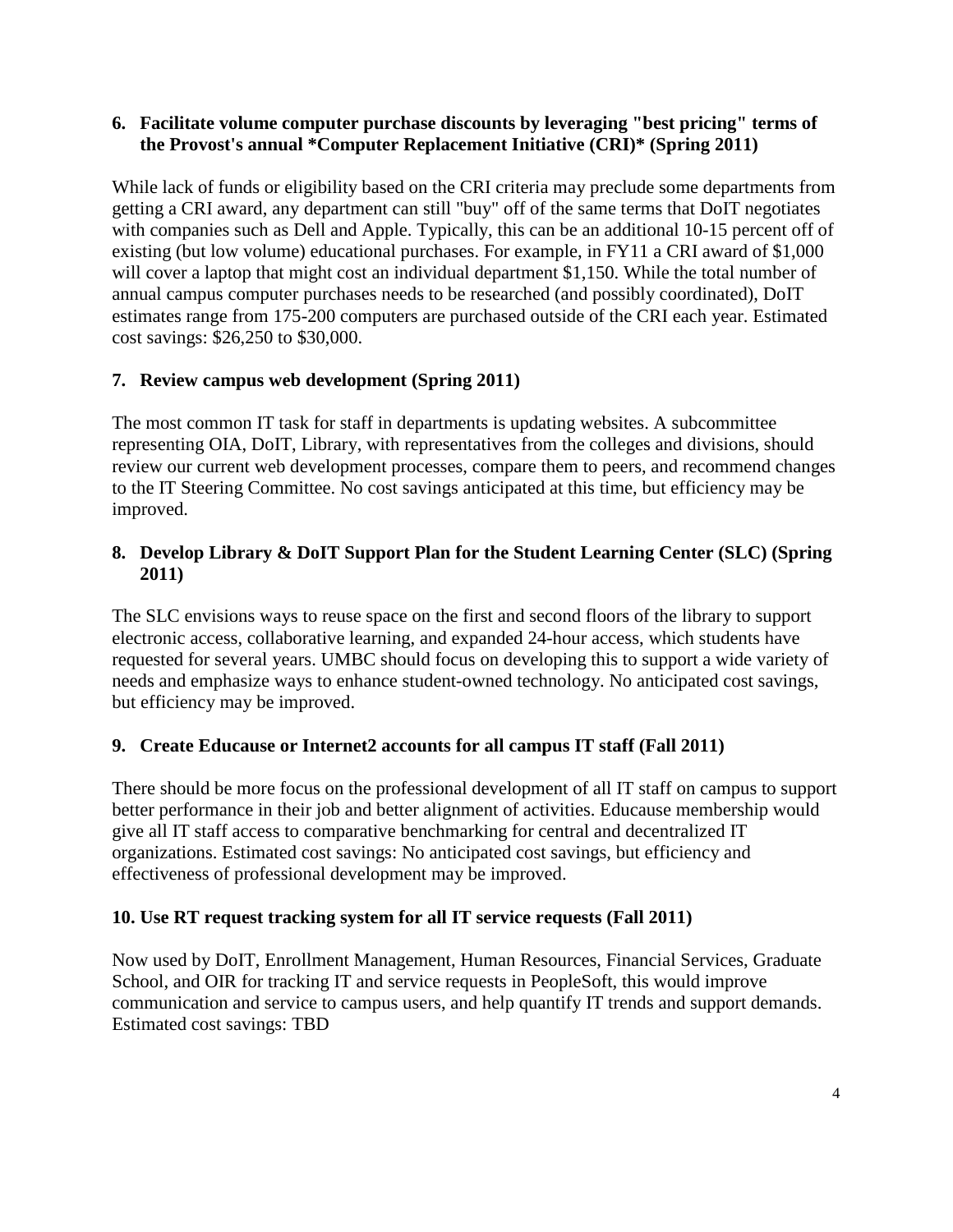**6. Facilitate volume computer purchase discounts by leveraging "best pricing" terms of the Provost's annual *Computer Replacement Initiative (CRI)* (Spring 2011)**

While lack of funds or eligibility based on the CRI criteria may preclude some departments from getting a CRI award, any department can still "buy" off of the same terms that DoIT negotiates with companies such as Dell and Apple. Typically, this can be an additional 10-15 percent off of existing (but low volume) educational purchases. For example, in FY11 a CRI award of $1,000 will cover a laptop that might cost an individual department $1,150. While the total number of annual campus computer purchases needs to be researched (and possibly coordinated), DoIT estimates range from 175-200 computers are purchased outside of the CRI each year. Estimated cost savings: $26,250 to $30,000.

**7. Review campus web development (Spring 2011)**

The most common IT task for staff in departments is updating websites. A subcommittee representing OIA, DoIT, Library, with representatives from the colleges and divisions, should review our current web development processes, compare them to peers, and recommend changes to the IT Steering Committee. No cost savings anticipated at this time, but efficiency may be improved.

**8. Develop Library & DoIT Support Plan for the Student Learning Center (SLC) (Spring 2011)**

The SLC envisions ways to reuse space on the first and second floors of the library to support electronic access, collaborative learning, and expanded 24-hour access, which students have requested for several years. UMBC should focus on developing this to support a wide variety of needs and emphasize ways to enhance student-owned technology. No anticipated cost savings, but efficiency may be improved.

**9. Create Educause or Internet2 accounts for all campus IT staff (Fall 2011)**

There should be more focus on the professional development of all IT staff on campus to support better performance in their job and better alignment of activities. Educause membership would give all IT staff access to comparative benchmarking for central and decentralized IT organizations. Estimated cost savings: No anticipated cost savings, but efficiency and effectiveness of professional development may be improved.

**10. Use RT request tracking system for all IT service requests (Fall 2011)**

Now used by DoIT, Enrollment Management, Human Resources, Financial Services, Graduate School, and OIR for tracking IT and service requests in PeopleSoft, this would improve communication and service to campus users, and help quantify IT trends and support demands. Estimated cost savings: TBD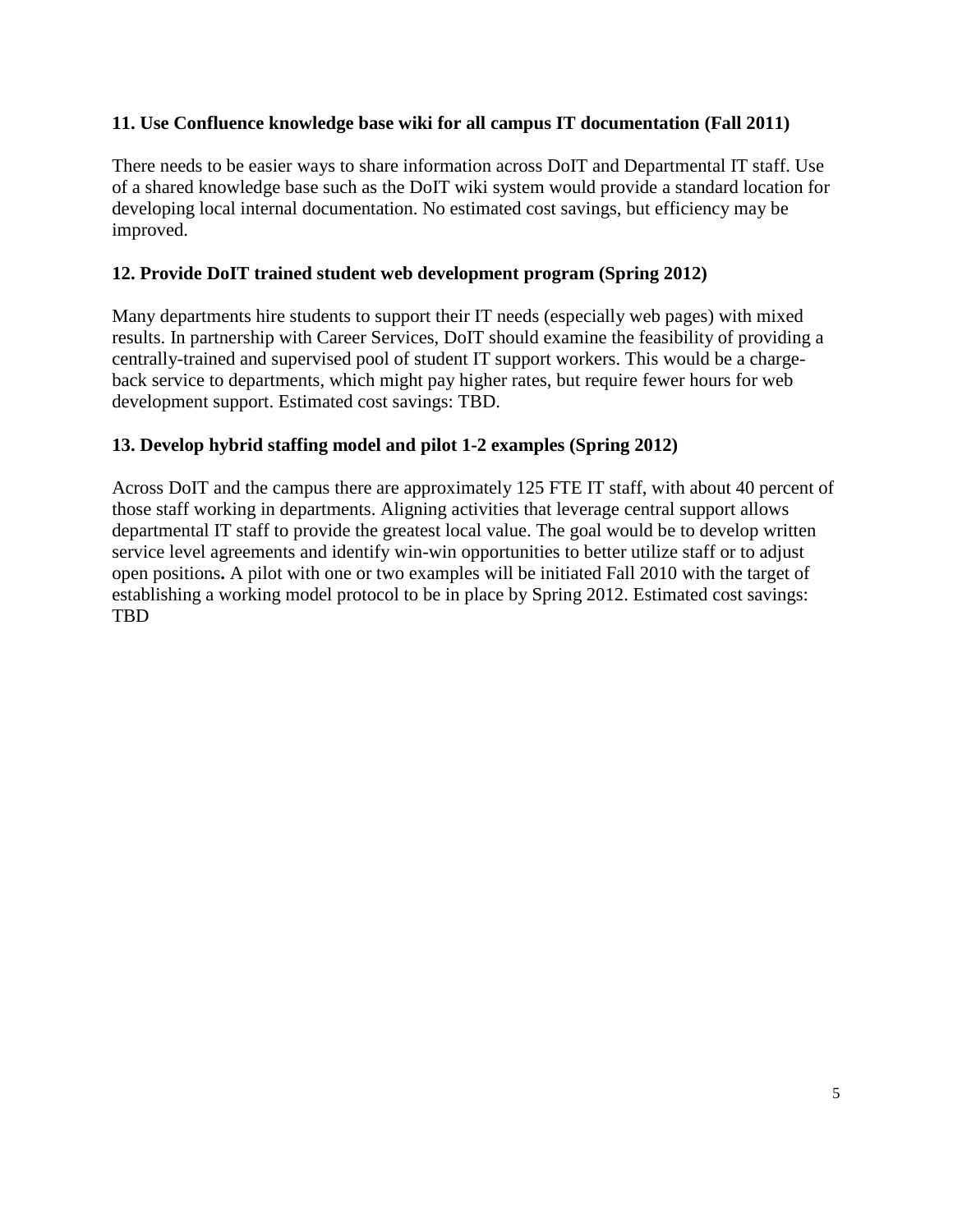**11. Use Confluence knowledge base wiki for all campus IT documentation (Fall 2011)**

There needs to be easier ways to share information across DoIT and Departmental IT staff. Use of a shared knowledge base such as the DoIT wiki system would provide a standard location for developing local internal documentation. No estimated cost savings, but efficiency may be improved.

**12. Provide DoIT trained student web development program (Spring 2012)**

Many departments hire students to support their IT needs (especially web pages) with mixed results. In partnership with Career Services, DoIT should examine the feasibility of providing a centrally-trained and supervised pool of student IT support workers. This would be a charge-back service to departments, which might pay higher rates, but require fewer hours for web development support. Estimated cost savings: TBD.

**13. Develop hybrid staffing model and pilot 1-2 examples (Spring 2012)**

Across DoIT and the campus there are approximately 125 FTE IT staff, with about 40 percent of those staff working in departments. Aligning activities that leverage central support allows departmental IT staff to provide the greatest local value. The goal would be to develop written service level agreements and identify win-win opportunities to better utilize staff or to adjust open positions**.** A pilot with one or two examples will be initiated Fall 2010 with the target of establishing a working model protocol to be in place by Spring 2012. Estimated cost savings: TBD